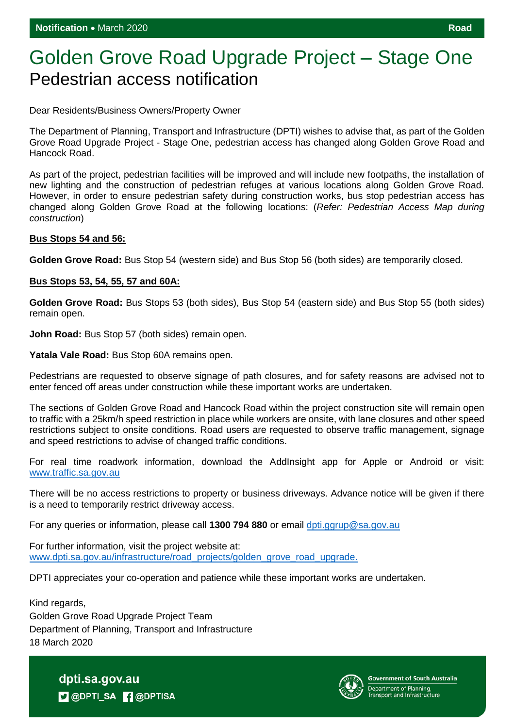**Notification** • March 2020 **Road**

# Golden Grove Road Upgrade Project – Stage One

## Pedestrian access notification

Dear Residents/Business Owners/Property Owner

The Department of Planning, Transport and Infrastructure (DPTI) wishes to advise that, as part of the Golden Grove Road Upgrade Project - Stage One, pedestrian access has changed along Golden Grove Road and Hancock Road.

As part of the project, pedestrian facilities will be improved and will include new footpaths, the installation of new lighting and the construction of pedestrian refuges at various locations along Golden Grove Road. However, in order to ensure pedestrian safety during construction works, bus stop pedestrian access has changed along Golden Grove Road at the following locations: (*Refer: Pedestrian Access Map during construction*)

**Bus Stops 54 and 56:**

**Golden Grove Road:** Bus Stop 54 (western side) and Bus Stop 56 (both sides) are temporarily closed.

**Bus Stops 53, 54, 55, 57 and 60A:**

**Golden Grove Road:** Bus Stops 53 (both sides), Bus Stop 54 (eastern side) and Bus Stop 55 (both sides) remain open.

**John Road:** Bus Stop 57 (both sides) remain open.

**Yatala Vale Road:** Bus Stop 60A remains open.

Pedestrians are requested to observe signage of path closures, and for safety reasons are advised not to enter fenced off areas under construction while these important works are undertaken.

The sections of Golden Grove Road and Hancock Road within the project construction site will remain open to traffic with a 25km/h speed restriction in place while workers are onsite, with lane closures and other speed restrictions subject to onsite conditions. Road users are requested to observe traffic management, signage and speed restrictions to advise of changed traffic conditions.

For real time roadwork information, download the AddInsight app for Apple or Android or visit: www.traffic.sa.gov.au

There will be no access restrictions to property or business driveways. Advance notice will be given if there is a need to temporarily restrict driveway access.

For any queries or information, please call **1300 794 880** or email dpti.ggrup@sa.gov.au

For further information, visit the project website at:
www.dpti.sa.gov.au/infrastructure/road_projects/golden_grove_road_upgrade.

DPTI appreciates your co-operation and patience while these important works are undertaken.

Kind regards,
Golden Grove Road Upgrade Project Team
Department of Planning, Transport and Infrastructure
18 March 2020

dpti.sa.gov.au
@DPTI_SA @DPTISA

Government of South Australia
Department of Planning, Transport and Infrastructure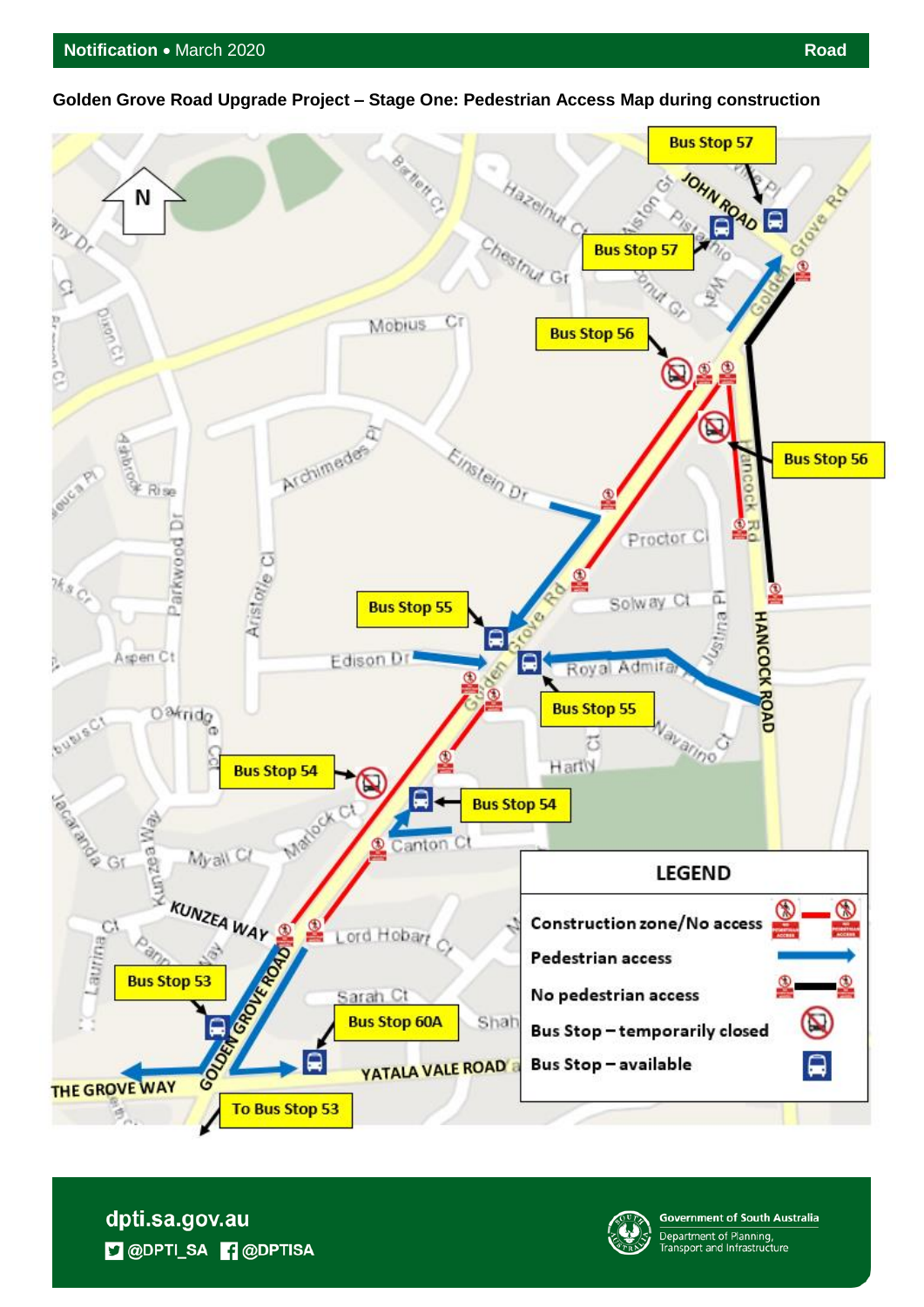Notification • March 2020 Road

## Golden Grove Road Upgrade Project – Stage One: Pedestrian Access Map during construction

Bus Stop 57

Bus Stop 57

Bus Stop 56

Bus Stop 56

Bus Stop 55

Bus Stop 55

Bus Stop 54

Bus Stop 54

Bus Stop 53

Bus Stop 60A

To Bus Stop 53

JOHN ROAD

GOLDEN GROVE ROAD

HANCOCK ROAD

KUNZEA WAY

THE GROVE WAY

YATALA VALE ROAD

**LEGEND**

- Construction zone/No access
- Pedestrian access
- No pedestrian access
- Bus Stop – temporarily closed
- Bus Stop – available

dpti.sa.gov.au

@DPTI_SA @DPTISA

Government of South Australia
Department of Planning, Transport and Infrastructure